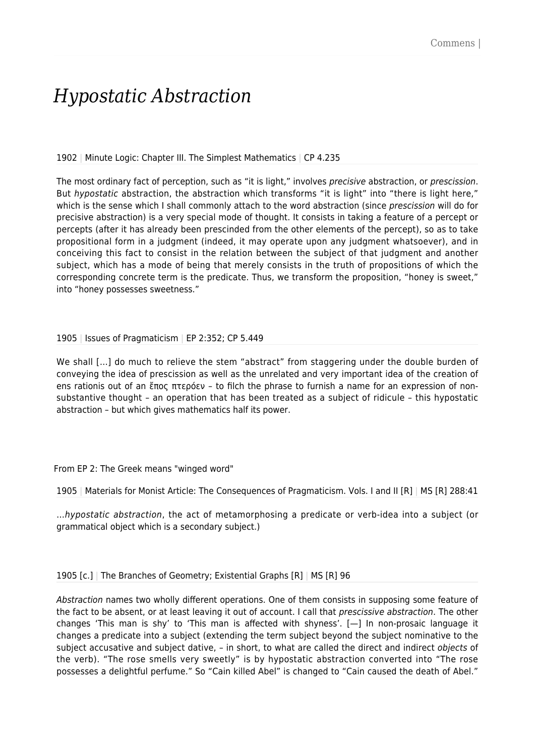# *Hypostatic Abstraction*

1902 | Minute Logic: Chapter III. The Simplest Mathematics | CP 4.235

The most ordinary fact of perception, such as "it is light," involves *precisive* abstraction, or *prescission*. But *hypostatic* abstraction, the abstraction which transforms "it is light" into "there is light here," which is the sense which I shall commonly attach to the word abstraction (since *prescission* will do for precisive abstraction) is a very special mode of thought. It consists in taking a feature of a percept or percepts (after it has already been prescinded from the other elements of the percept), so as to take propositional form in a judgment (indeed, it may operate upon any judgment whatsoever), and in conceiving this fact to consist in the relation between the subject of that judgment and another subject, which has a mode of being that merely consists in the truth of propositions of which the corresponding concrete term is the predicate. Thus, we transform the proposition, "honey is sweet," into "honey possesses sweetness."

1905 | Issues of Pragmaticism | EP 2:352; CP 5.449

We shall […] do much to relieve the stem "abstract" from staggering under the double burden of conveying the idea of prescission as well as the unrelated and very important idea of the creation of ens rationis out of an ἔπος πτερόεν – to filch the phrase to furnish a name for an expression of non-substantive thought – an operation that has been treated as a subject of ridicule – this hypostatic abstraction – but which gives mathematics half its power.

From EP 2: The Greek means "winged word"

1905 | Materials for Monist Article: The Consequences of Pragmaticism. Vols. I and II [R] | MS [R] 288:41

…*hypostatic abstraction*, the act of metamorphosing a predicate or verb-idea into a subject (or grammatical object which is a secondary subject.)

1905 [c.] | The Branches of Geometry; Existential Graphs [R] | MS [R] 96

*Abstraction* names two wholly different operations. One of them consists in supposing some feature of the fact to be absent, or at least leaving it out of account. I call that *prescissive abstraction*. The other changes 'This man is shy' to 'This man is affected with shyness'. [—] In non-prosaic language it changes a predicate into a subject (extending the term subject beyond the subject nominative to the subject accusative and subject dative, – in short, to what are called the direct and indirect *objects* of the verb). "The rose smells very sweetly" is by hypostatic abstraction converted into "The rose possesses a delightful perfume." So "Cain killed Abel" is changed to "Cain caused the death of Abel."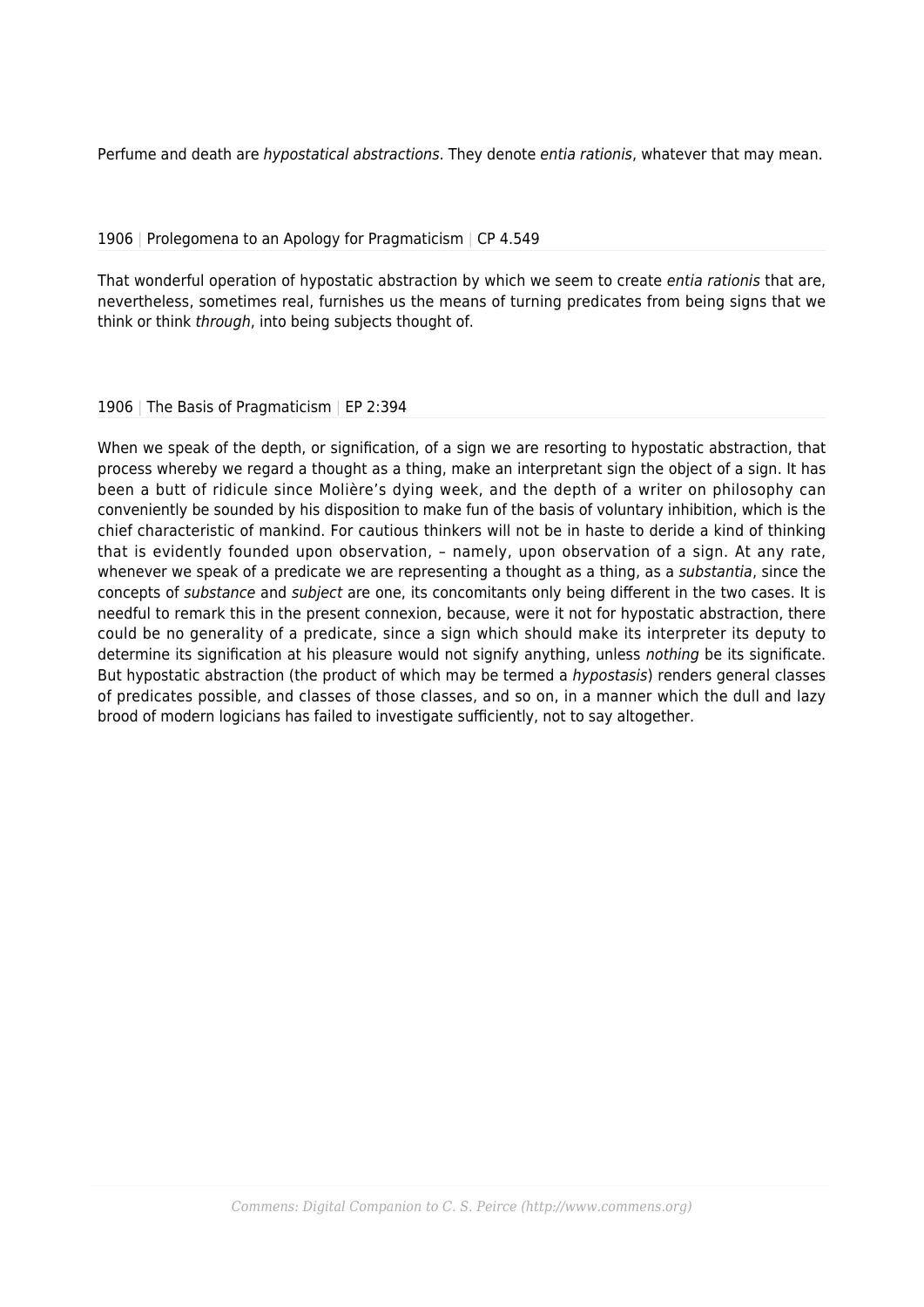Perfume and death are *hypostatical abstractions*. They denote *entia rationis*, whatever that may mean.

1906 | Prolegomena to an Apology for Pragmaticism | CP 4.549

That wonderful operation of hypostatic abstraction by which we seem to create *entia rationis* that are, nevertheless, sometimes real, furnishes us the means of turning predicates from being signs that we think or think *through*, into being subjects thought of.

1906 | The Basis of Pragmaticism | EP 2:394

When we speak of the depth, or signification, of a sign we are resorting to hypostatic abstraction, that process whereby we regard a thought as a thing, make an interpretant sign the object of a sign. It has been a butt of ridicule since Molière's dying week, and the depth of a writer on philosophy can conveniently be sounded by his disposition to make fun of the basis of voluntary inhibition, which is the chief characteristic of mankind. For cautious thinkers will not be in haste to deride a kind of thinking that is evidently founded upon observation, – namely, upon observation of a sign. At any rate, whenever we speak of a predicate we are representing a thought as a thing, as a *substantia*, since the concepts of *substance* and *subject* are one, its concomitants only being different in the two cases. It is needful to remark this in the present connexion, because, were it not for hypostatic abstraction, there could be no generality of a predicate, since a sign which should make its interpreter its deputy to determine its signification at his pleasure would not signify anything, unless *nothing* be its significate. But hypostatic abstraction (the product of which may be termed a *hypostasis*) renders general classes of predicates possible, and classes of those classes, and so on, in a manner which the dull and lazy brood of modern logicians has failed to investigate sufficiently, not to say altogether.